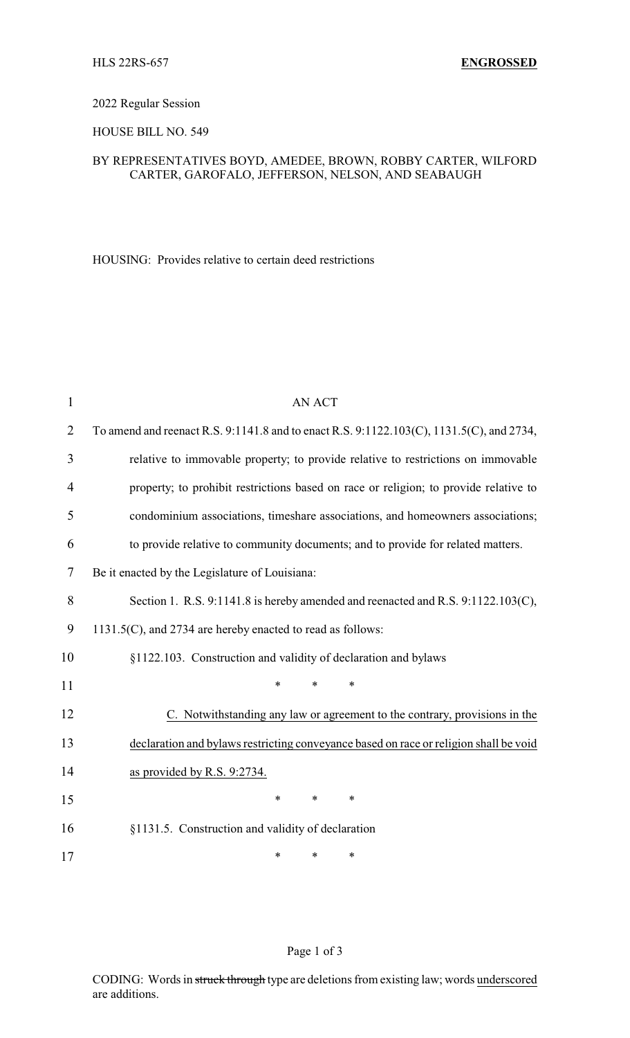HLS 22RS-657 **ENGROSSED**

2022 Regular Session

HOUSE BILL NO. 549

BY REPRESENTATIVES BOYD, AMEDEE, BROWN, ROBBY CARTER, WILFORD CARTER, GAROFALO, JEFFERSON, NELSON, AND SEABAUGH

HOUSING: Provides relative to certain deed restrictions

AN ACT

To amend and reenact R.S. 9:1141.8 and to enact R.S. 9:1122.103(C), 1131.5(C), and 2734, relative to immovable property; to provide relative to restrictions on immovable property; to prohibit restrictions based on race or religion; to provide relative to condominium associations, timeshare associations, and homeowners associations; to provide relative to community documents; and to provide for related matters.

Be it enacted by the Legislature of Louisiana:

Section 1. R.S. 9:1141.8 is hereby amended and reenacted and R.S. 9:1122.103(C), 1131.5(C), and 2734 are hereby enacted to read as follows:

§1122.103. Construction and validity of declaration and bylaws

\* \* \*

<u>C. Notwithstanding any law or agreement to the contrary, provisions in the declaration and bylaws restricting conveyance based on race or religion shall be void as provided by R.S. 9:2734.</u>

\* \* \*

§1131.5. Construction and validity of declaration

\* \* \*

CODING: Words in ~~struck through~~ type are deletions from existing law; words <u>underscored</u> are additions.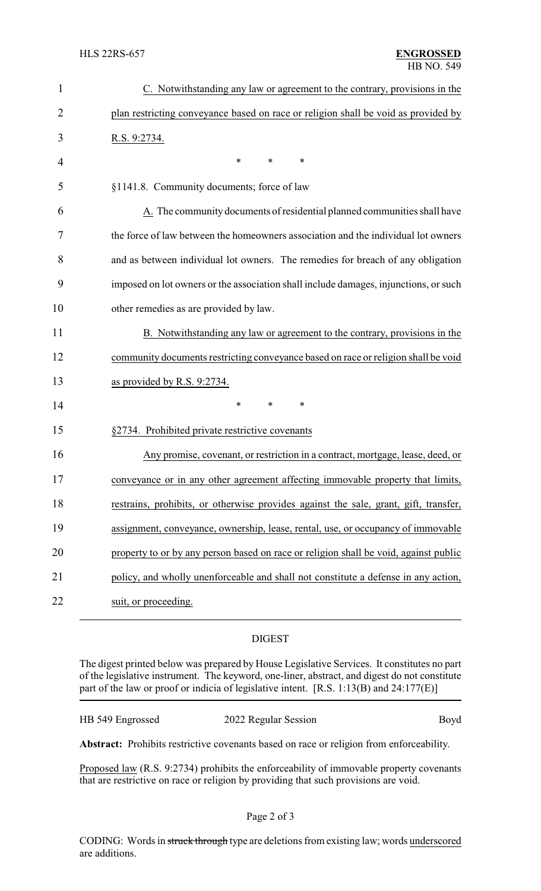C. Notwithstanding any law or agreement to the contrary, provisions in the plan restricting conveyance based on race or religion shall be void as provided by R.S. 9:2734.

\* \* \*

§1141.8. Community documents; force of law

A. The community documents of residential planned communities shall have the force of law between the homeowners association and the individual lot owners and as between individual lot owners. The remedies for breach of any obligation imposed on lot owners or the association shall include damages, injunctions, or such other remedies as are provided by law.

B. Notwithstanding any law or agreement to the contrary, provisions in the community documents restricting conveyance based on race or religion shall be void as provided by R.S. 9:2734.

\* \* \*

§2734. Prohibited private restrictive covenants

Any promise, covenant, or restriction in a contract, mortgage, lease, deed, or conveyance or in any other agreement affecting immovable property that limits, restrains, prohibits, or otherwise provides against the sale, grant, gift, transfer, assignment, conveyance, ownership, lease, rental, use, or occupancy of immovable property to or by any person based on race or religion shall be void, against public policy, and wholly unenforceable and shall not constitute a defense in any action, suit, or proceeding.

## DIGEST

The digest printed below was prepared by House Legislative Services. It constitutes no part of the legislative instrument. The keyword, one-liner, abstract, and digest do not constitute part of the law or proof or indicia of legislative intent. [R.S. 1:13(B) and 24:177(E)]

HB 549 Engrossed — 2022 Regular Session — Boyd

**Abstract:** Prohibits restrictive covenants based on race or religion from enforceability.

Proposed law (R.S. 9:2734) prohibits the enforceability of immovable property covenants that are restrictive on race or religion by providing that such provisions are void.

CODING: Words in ~~struck through~~ type are deletions from existing law; words underscored are additions.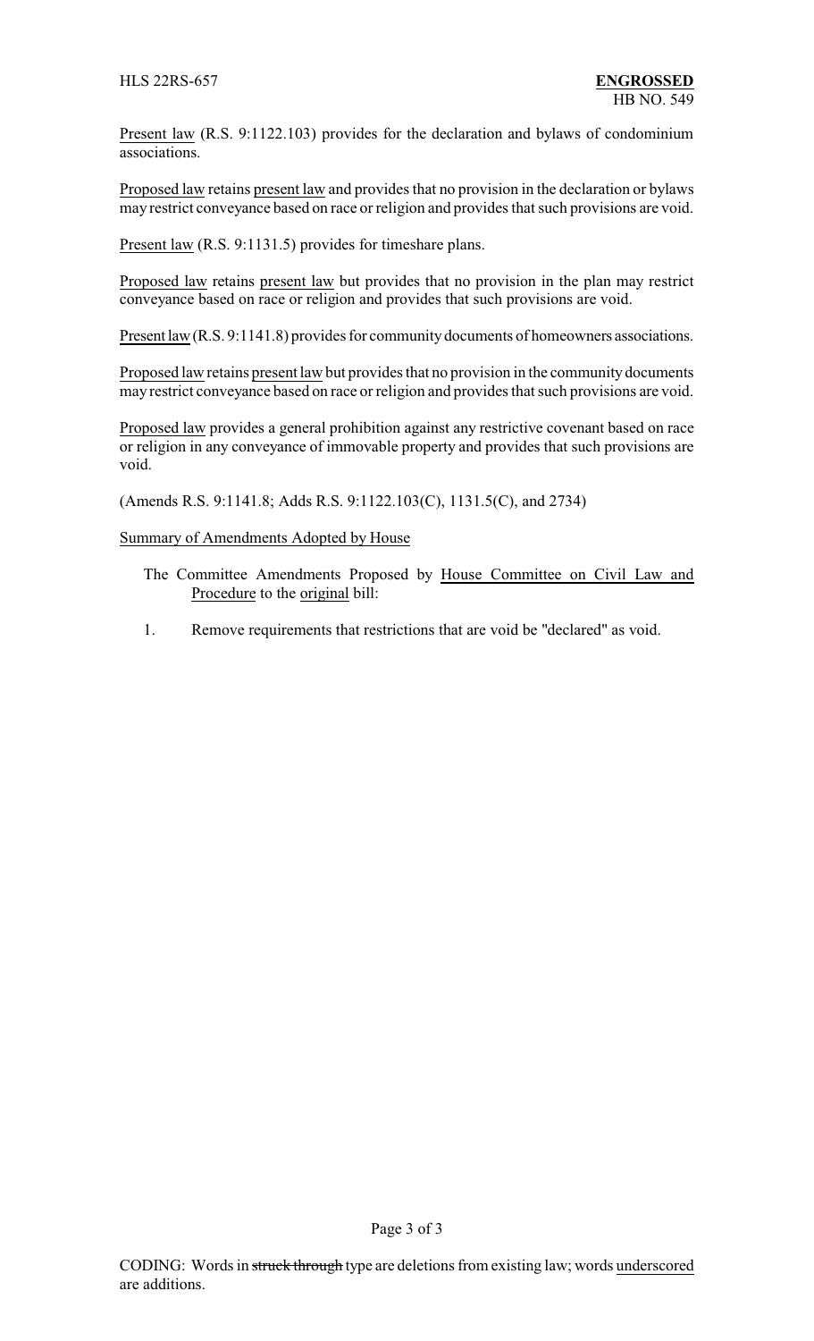Present law (R.S. 9:1122.103) provides for the declaration and bylaws of condominium associations.

Proposed law retains present law and provides that no provision in the declaration or bylaws may restrict conveyance based on race or religion and provides that such provisions are void.

Present law (R.S. 9:1131.5) provides for timeshare plans.

Proposed law retains present law but provides that no provision in the plan may restrict conveyance based on race or religion and provides that such provisions are void.

Present law (R.S. 9:1141.8) provides for community documents of homeowners associations.

Proposed law retains present law but provides that no provision in the community documents may restrict conveyance based on race or religion and provides that such provisions are void.

Proposed law provides a general prohibition against any restrictive covenant based on race or religion in any conveyance of immovable property and provides that such provisions are void.

(Amends R.S. 9:1141.8; Adds R.S. 9:1122.103(C), 1131.5(C), and 2734)

Summary of Amendments Adopted by House

The Committee Amendments Proposed by House Committee on Civil Law and Procedure to the original bill:

1. Remove requirements that restrictions that are void be "declared" as void.

CODING: Words in ~~struck through~~ type are deletions from existing law; words underscored are additions.